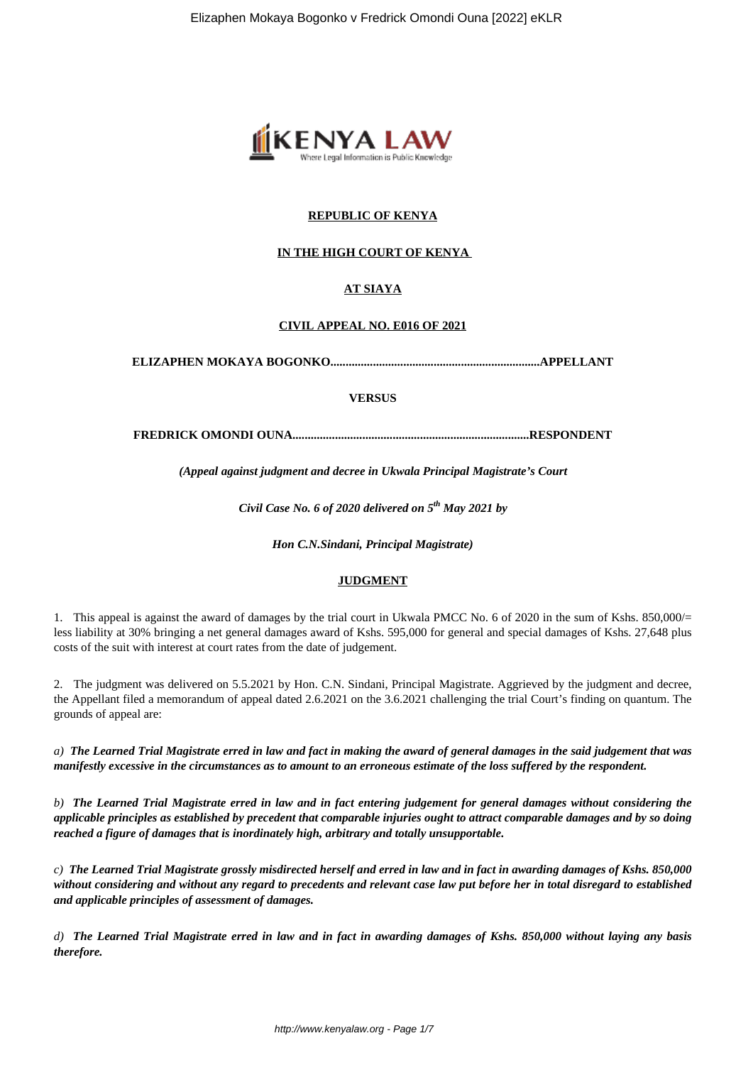**REPUBLIC OF KENYA**

**IN THE HIGH COURT OF KENYA**

**AT SIAYA**

**CIVIL APPEAL NO. E016 OF 2021**

**ELIZAPHEN MOKAYA BOGONKO....................................................................APPELLANT**

**VERSUS**

**FREDRICK OMONDI OUNA.............................................................................RESPONDENT**

***(Appeal against judgment and decree in Ukwala Principal Magistrate's Court***

***Civil Case No. 6 of 2020 delivered on 5th May 2021 by***

***Hon C.N.Sindani, Principal Magistrate)***

**JUDGMENT**

1. This appeal is against the award of damages by the trial court in Ukwala PMCC No. 6 of 2020 in the sum of Kshs. 850,000/= less liability at 30% bringing a net general damages award of Kshs. 595,000 for general and special damages of Kshs. 27,648 plus costs of the suit with interest at court rates from the date of judgement.

2. The judgment was delivered on 5.5.2021 by Hon. C.N. Sindani, Principal Magistrate. Aggrieved by the judgment and decree, the Appellant filed a memorandum of appeal dated 2.6.2021 on the 3.6.2021 challenging the trial Court's finding on quantum. The grounds of appeal are:

*a)* ***The Learned Trial Magistrate erred in law and fact in making the award of general damages in the said judgement that was manifestly excessive in the circumstances as to amount to an erroneous estimate of the loss suffered by the respondent.***

*b)* ***The Learned Trial Magistrate erred in law and in fact entering judgement for general damages without considering the applicable principles as established by precedent that comparable injuries ought to attract comparable damages and by so doing reached a figure of damages that is inordinately high, arbitrary and totally unsupportable.***

*c)* ***The Learned Trial Magistrate grossly misdirected herself and erred in law and in fact in awarding damages of Kshs. 850,000 without considering and without any regard to precedents and relevant case law put before her in total disregard to established and applicable principles of assessment of damages.***

*d)* ***The Learned Trial Magistrate erred in law and in fact in awarding damages of Kshs. 850,000 without laying any basis therefore.***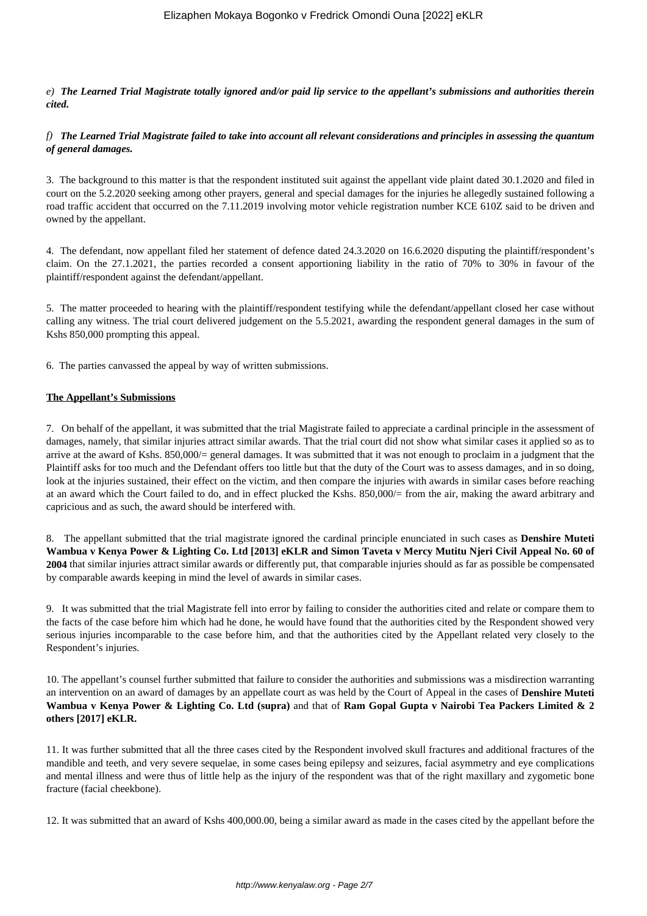*e)* ***The Learned Trial Magistrate totally ignored and/or paid lip service to the appellant's submissions and authorities therein cited.***

*f)* ***The Learned Trial Magistrate failed to take into account all relevant considerations and principles in assessing the quantum of general damages.***

3. The background to this matter is that the respondent instituted suit against the appellant vide plaint dated 30.1.2020 and filed in court on the 5.2.2020 seeking among other prayers, general and special damages for the injuries he allegedly sustained following a road traffic accident that occurred on the 7.11.2019 involving motor vehicle registration number KCE 610Z said to be driven and owned by the appellant.

4. The defendant, now appellant filed her statement of defence dated 24.3.2020 on 16.6.2020 disputing the plaintiff/respondent's claim. On the 27.1.2021, the parties recorded a consent apportioning liability in the ratio of 70% to 30% in favour of the plaintiff/respondent against the defendant/appellant.

5. The matter proceeded to hearing with the plaintiff/respondent testifying while the defendant/appellant closed her case without calling any witness. The trial court delivered judgement on the 5.5.2021, awarding the respondent general damages in the sum of Kshs 850,000 prompting this appeal.

6. The parties canvassed the appeal by way of written submissions.

**<u>The Appellant's Submissions</u>**

7. On behalf of the appellant, it was submitted that the trial Magistrate failed to appreciate a cardinal principle in the assessment of damages, namely, that similar injuries attract similar awards. That the trial court did not show what similar cases it applied so as to arrive at the award of Kshs. 850,000/= general damages. It was submitted that it was not enough to proclaim in a judgment that the Plaintiff asks for too much and the Defendant offers too little but that the duty of the Court was to assess damages, and in so doing, look at the injuries sustained, their effect on the victim, and then compare the injuries with awards in similar cases before reaching at an award which the Court failed to do, and in effect plucked the Kshs. 850,000/= from the air, making the award arbitrary and capricious and as such, the award should be interfered with.

8. The appellant submitted that the trial magistrate ignored the cardinal principle enunciated in such cases as **Denshire Muteti Wambua v Kenya Power & Lighting Co. Ltd [2013] eKLR and Simon Taveta v Mercy Mutitu Njeri Civil Appeal No. 60 of 2004** that similar injuries attract similar awards or differently put, that comparable injuries should as far as possible be compensated by comparable awards keeping in mind the level of awards in similar cases.

9. It was submitted that the trial Magistrate fell into error by failing to consider the authorities cited and relate or compare them to the facts of the case before him which had he done, he would have found that the authorities cited by the Respondent showed very serious injuries incomparable to the case before him, and that the authorities cited by the Appellant related very closely to the Respondent's injuries.

10. The appellant's counsel further submitted that failure to consider the authorities and submissions was a misdirection warranting an intervention on an award of damages by an appellate court as was held by the Court of Appeal in the cases of **Denshire Muteti Wambua v Kenya Power & Lighting Co. Ltd (supra)** and that of **Ram Gopal Gupta v Nairobi Tea Packers Limited & 2 others [2017] eKLR.**

11. It was further submitted that all the three cases cited by the Respondent involved skull fractures and additional fractures of the mandible and teeth, and very severe sequelae, in some cases being epilepsy and seizures, facial asymmetry and eye complications and mental illness and were thus of little help as the injury of the respondent was that of the right maxillary and zygometic bone fracture (facial cheekbone).

12. It was submitted that an award of Kshs 400,000.00, being a similar award as made in the cases cited by the appellant before the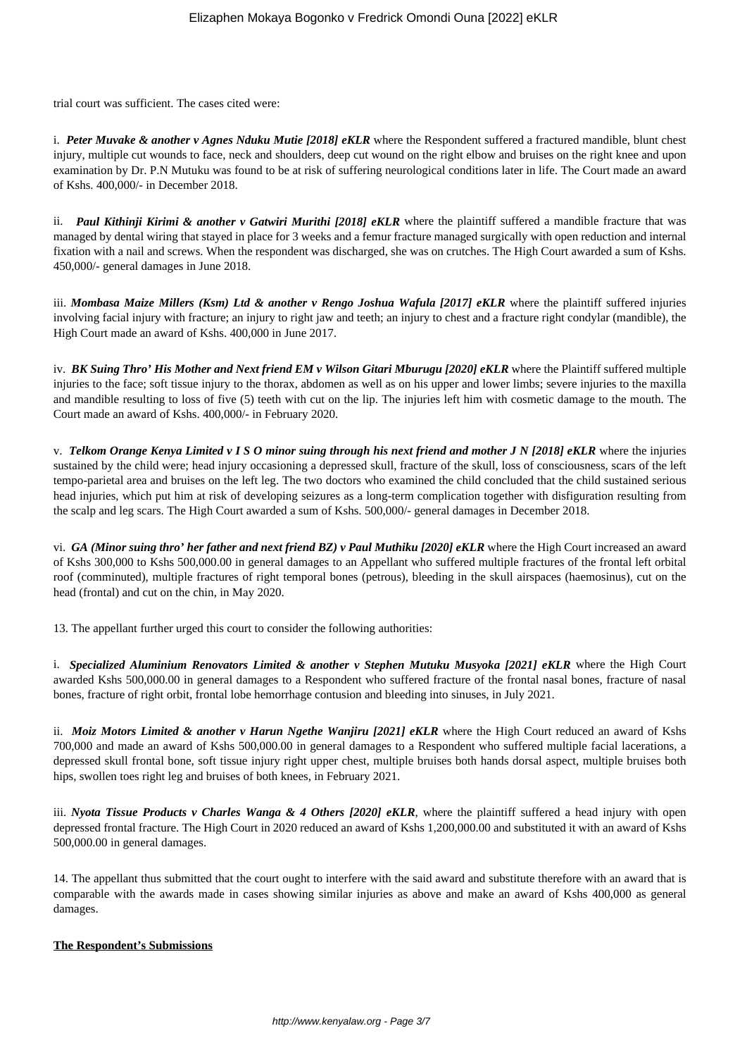trial court was sufficient. The cases cited were:

i. ***Peter Muvake & another v Agnes Nduku Mutie [2018] eKLR*** where the Respondent suffered a fractured mandible, blunt chest injury, multiple cut wounds to face, neck and shoulders, deep cut wound on the right elbow and bruises on the right knee and upon examination by Dr. P.N Mutuku was found to be at risk of suffering neurological conditions later in life. The Court made an award of Kshs. 400,000/- in December 2018.

ii. ***Paul Kithinji Kirimi & another v Gatwiri Murithi [2018] eKLR*** where the plaintiff suffered a mandible fracture that was managed by dental wiring that stayed in place for 3 weeks and a femur fracture managed surgically with open reduction and internal fixation with a nail and screws. When the respondent was discharged, she was on crutches. The High Court awarded a sum of Kshs. 450,000/- general damages in June 2018.

iii. ***Mombasa Maize Millers (Ksm) Ltd & another v Rengo Joshua Wafula [2017] eKLR*** where the plaintiff suffered injuries involving facial injury with fracture; an injury to right jaw and teeth; an injury to chest and a fracture right condylar (mandible), the High Court made an award of Kshs. 400,000 in June 2017.

iv. ***BK Suing Thro' His Mother and Next friend EM v Wilson Gitari Mburugu [2020] eKLR*** where the Plaintiff suffered multiple injuries to the face; soft tissue injury to the thorax, abdomen as well as on his upper and lower limbs; severe injuries to the maxilla and mandible resulting to loss of five (5) teeth with cut on the lip. The injuries left him with cosmetic damage to the mouth. The Court made an award of Kshs. 400,000/- in February 2020.

v. ***Telkom Orange Kenya Limited v I S O minor suing through his next friend and mother J N [2018] eKLR*** where the injuries sustained by the child were; head injury occasioning a depressed skull, fracture of the skull, loss of consciousness, scars of the left tempo-parietal area and bruises on the left leg. The two doctors who examined the child concluded that the child sustained serious head injuries, which put him at risk of developing seizures as a long-term complication together with disfiguration resulting from the scalp and leg scars. The High Court awarded a sum of Kshs. 500,000/- general damages in December 2018.

vi. ***GA (Minor suing thro' her father and next friend BZ) v Paul Muthiku [2020] eKLR*** where the High Court increased an award of Kshs 300,000 to Kshs 500,000.00 in general damages to an Appellant who suffered multiple fractures of the frontal left orbital roof (comminuted), multiple fractures of right temporal bones (petrous), bleeding in the skull airspaces (haemosinus), cut on the head (frontal) and cut on the chin, in May 2020.

13. The appellant further urged this court to consider the following authorities:

i. ***Specialized Aluminium Renovators Limited & another v Stephen Mutuku Musyoka [2021] eKLR*** where the High Court awarded Kshs 500,000.00 in general damages to a Respondent who suffered fracture of the frontal nasal bones, fracture of nasal bones, fracture of right orbit, frontal lobe hemorrhage contusion and bleeding into sinuses, in July 2021.

ii. ***Moiz Motors Limited & another v Harun Ngethe Wanjiru [2021] eKLR*** where the High Court reduced an award of Kshs 700,000 and made an award of Kshs 500,000.00 in general damages to a Respondent who suffered multiple facial lacerations, a depressed skull frontal bone, soft tissue injury right upper chest, multiple bruises both hands dorsal aspect, multiple bruises both hips, swollen toes right leg and bruises of both knees, in February 2021.

iii. ***Nyota Tissue Products v Charles Wanga & 4 Others [2020] eKLR***, where the plaintiff suffered a head injury with open depressed frontal fracture. The High Court in 2020 reduced an award of Kshs 1,200,000.00 and substituted it with an award of Kshs 500,000.00 in general damages.

14. The appellant thus submitted that the court ought to interfere with the said award and substitute therefore with an award that is comparable with the awards made in cases showing similar injuries as above and make an award of Kshs 400,000 as general damages.

**The Respondent's Submissions**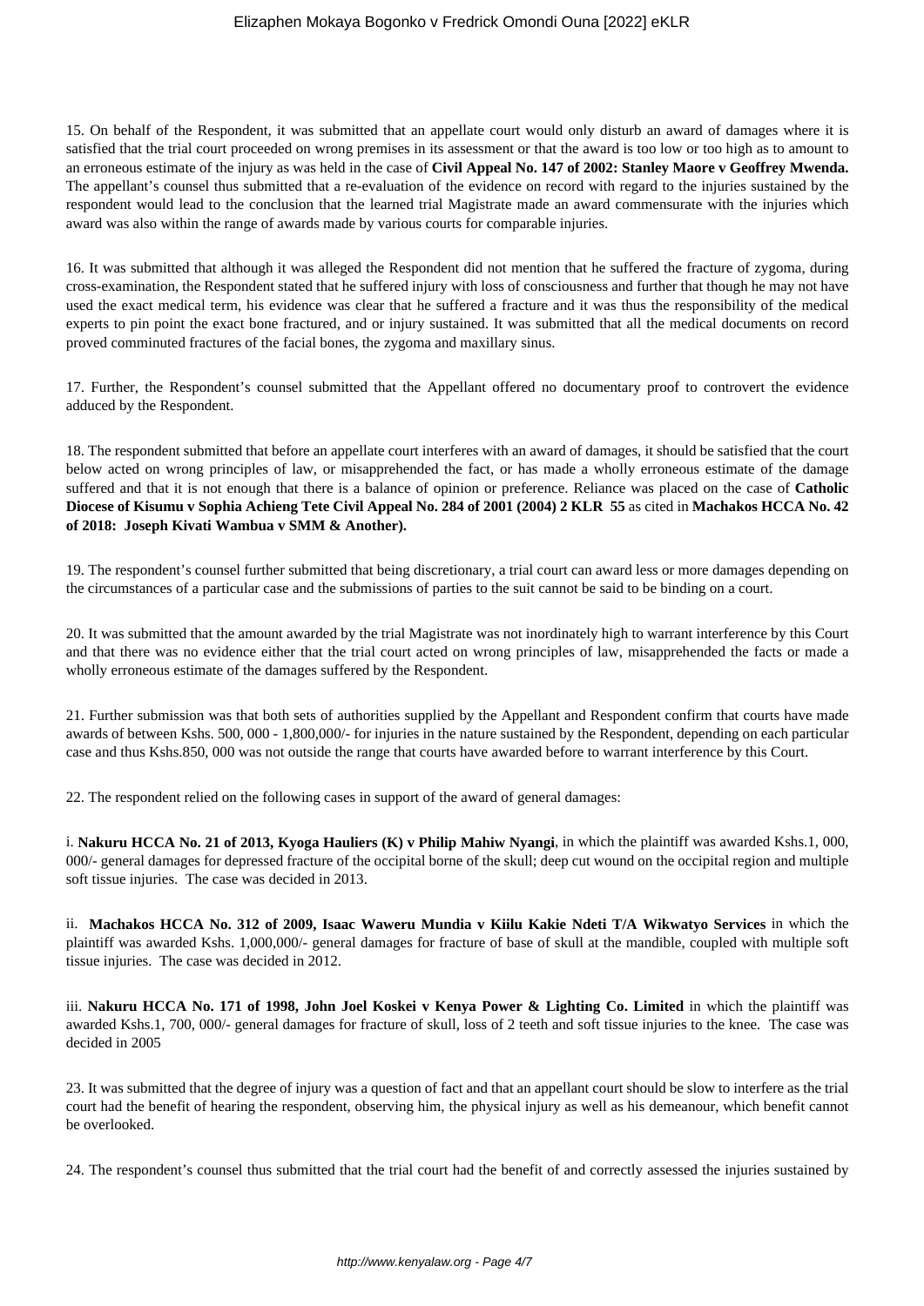15. On behalf of the Respondent, it was submitted that an appellate court would only disturb an award of damages where it is satisfied that the trial court proceeded on wrong premises in its assessment or that the award is too low or too high as to amount to an erroneous estimate of the injury as was held in the case of **Civil Appeal No. 147 of 2002: Stanley Maore v Geoffrey Mwenda.** The appellant's counsel thus submitted that a re-evaluation of the evidence on record with regard to the injuries sustained by the respondent would lead to the conclusion that the learned trial Magistrate made an award commensurate with the injuries which award was also within the range of awards made by various courts for comparable injuries.

16. It was submitted that although it was alleged the Respondent did not mention that he suffered the fracture of zygoma, during cross-examination, the Respondent stated that he suffered injury with loss of consciousness and further that though he may not have used the exact medical term, his evidence was clear that he suffered a fracture and it was thus the responsibility of the medical experts to pin point the exact bone fractured, and or injury sustained. It was submitted that all the medical documents on record proved comminuted fractures of the facial bones, the zygoma and maxillary sinus.

17. Further, the Respondent's counsel submitted that the Appellant offered no documentary proof to controvert the evidence adduced by the Respondent.

18. The respondent submitted that before an appellate court interferes with an award of damages, it should be satisfied that the court below acted on wrong principles of law, or misapprehended the fact, or has made a wholly erroneous estimate of the damage suffered and that it is not enough that there is a balance of opinion or preference. Reliance was placed on the case of **Catholic Diocese of Kisumu v Sophia Achieng Tete Civil Appeal No. 284 of 2001 (2004) 2 KLR 55** as cited in **Machakos HCCA No. 42 of 2018: Joseph Kivati Wambua v SMM & Another).**

19. The respondent's counsel further submitted that being discretionary, a trial court can award less or more damages depending on the circumstances of a particular case and the submissions of parties to the suit cannot be said to be binding on a court.

20. It was submitted that the amount awarded by the trial Magistrate was not inordinately high to warrant interference by this Court and that there was no evidence either that the trial court acted on wrong principles of law, misapprehended the facts or made a wholly erroneous estimate of the damages suffered by the Respondent.

21. Further submission was that both sets of authorities supplied by the Appellant and Respondent confirm that courts have made awards of between Kshs. 500, 000 - 1,800,000/- for injuries in the nature sustained by the Respondent, depending on each particular case and thus Kshs.850, 000 was not outside the range that courts have awarded before to warrant interference by this Court.

22. The respondent relied on the following cases in support of the award of general damages:

i. **Nakuru HCCA No. 21 of 2013, Kyoga Hauliers (K) v Philip Mahiw Nyangi**, in which the plaintiff was awarded Kshs.1, 000, 000/- general damages for depressed fracture of the occipital borne of the skull; deep cut wound on the occipital region and multiple soft tissue injuries. The case was decided in 2013.

ii. **Machakos HCCA No. 312 of 2009, Isaac Waweru Mundia v Kiilu Kakie Ndeti T/A Wikwatyo Services** in which the plaintiff was awarded Kshs. 1,000,000/- general damages for fracture of base of skull at the mandible, coupled with multiple soft tissue injuries. The case was decided in 2012.

iii. **Nakuru HCCA No. 171 of 1998, John Joel Koskei v Kenya Power & Lighting Co. Limited** in which the plaintiff was awarded Kshs.1, 700, 000/- general damages for fracture of skull, loss of 2 teeth and soft tissue injuries to the knee. The case was decided in 2005

23. It was submitted that the degree of injury was a question of fact and that an appellant court should be slow to interfere as the trial court had the benefit of hearing the respondent, observing him, the physical injury as well as his demeanour, which benefit cannot be overlooked.

24. The respondent's counsel thus submitted that the trial court had the benefit of and correctly assessed the injuries sustained by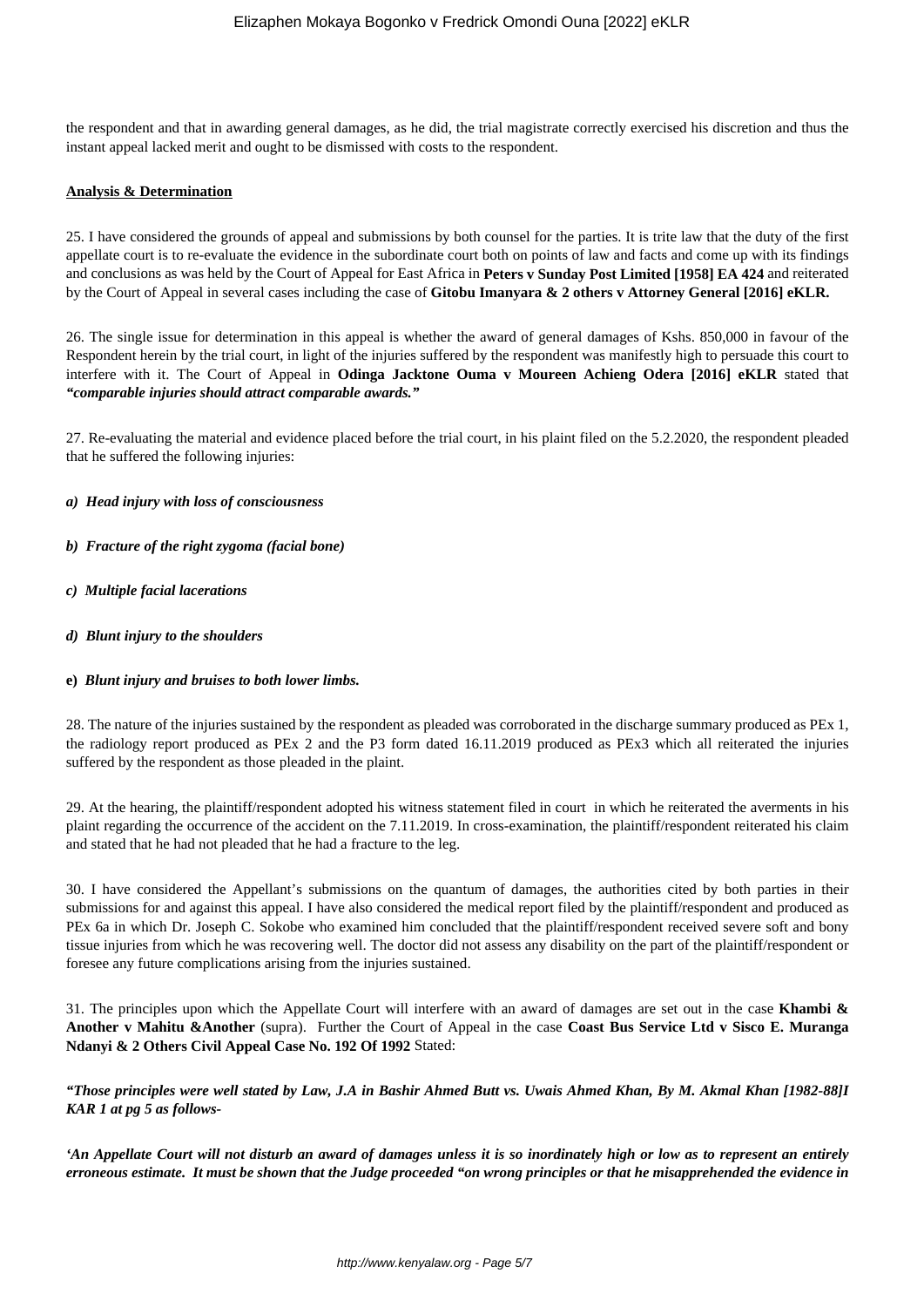the respondent and that in awarding general damages, as he did, the trial magistrate correctly exercised his discretion and thus the instant appeal lacked merit and ought to be dismissed with costs to the respondent.

**Analysis & Determination**

25. I have considered the grounds of appeal and submissions by both counsel for the parties. It is trite law that the duty of the first appellate court is to re-evaluate the evidence in the subordinate court both on points of law and facts and come up with its findings and conclusions as was held by the Court of Appeal for East Africa in **Peters v Sunday Post Limited [1958] EA 424** and reiterated by the Court of Appeal in several cases including the case of **Gitobu Imanyara & 2 others v Attorney General [2016] eKLR.**

26. The single issue for determination in this appeal is whether the award of general damages of Kshs. 850,000 in favour of the Respondent herein by the trial court, in light of the injuries suffered by the respondent was manifestly high to persuade this court to interfere with it. The Court of Appeal in **Odinga Jacktone Ouma v Moureen Achieng Odera [2016] eKLR** stated that ***"comparable injuries should attract comparable awards."***

27. Re-evaluating the material and evidence placed before the trial court, in his plaint filed on the 5.2.2020, the respondent pleaded that he suffered the following injuries:

***a) Head injury with loss of consciousness***

***b) Fracture of the right zygoma (facial bone)***

***c) Multiple facial lacerations***

***d) Blunt injury to the shoulders***

**e)** ***Blunt injury and bruises to both lower limbs.***

28. The nature of the injuries sustained by the respondent as pleaded was corroborated in the discharge summary produced as PEx 1, the radiology report produced as PEx 2 and the P3 form dated 16.11.2019 produced as PEx3 which all reiterated the injuries suffered by the respondent as those pleaded in the plaint.

29. At the hearing, the plaintiff/respondent adopted his witness statement filed in court in which he reiterated the averments in his plaint regarding the occurrence of the accident on the 7.11.2019. In cross-examination, the plaintiff/respondent reiterated his claim and stated that he had not pleaded that he had a fracture to the leg.

30. I have considered the Appellant's submissions on the quantum of damages, the authorities cited by both parties in their submissions for and against this appeal. I have also considered the medical report filed by the plaintiff/respondent and produced as PEx 6a in which Dr. Joseph C. Sokobe who examined him concluded that the plaintiff/respondent received severe soft and bony tissue injuries from which he was recovering well. The doctor did not assess any disability on the part of the plaintiff/respondent or foresee any future complications arising from the injuries sustained.

31. The principles upon which the Appellate Court will interfere with an award of damages are set out in the case **Khambi & Another v Mahitu &Another** (supra). Further the Court of Appeal in the case **Coast Bus Service Ltd v Sisco E. Muranga Ndanyi & 2 Others Civil Appeal Case No. 192 Of 1992** Stated:

***"Those principles were well stated by Law, J.A in Bashir Ahmed Butt vs. Uwais Ahmed Khan, By M. Akmal Khan [1982-88]I KAR 1 at pg 5 as follows-***

***'An Appellate Court will not disturb an award of damages unless it is so inordinately high or low as to represent an entirely erroneous estimate. It must be shown that the Judge proceeded "on wrong principles or that he misapprehended the evidence in***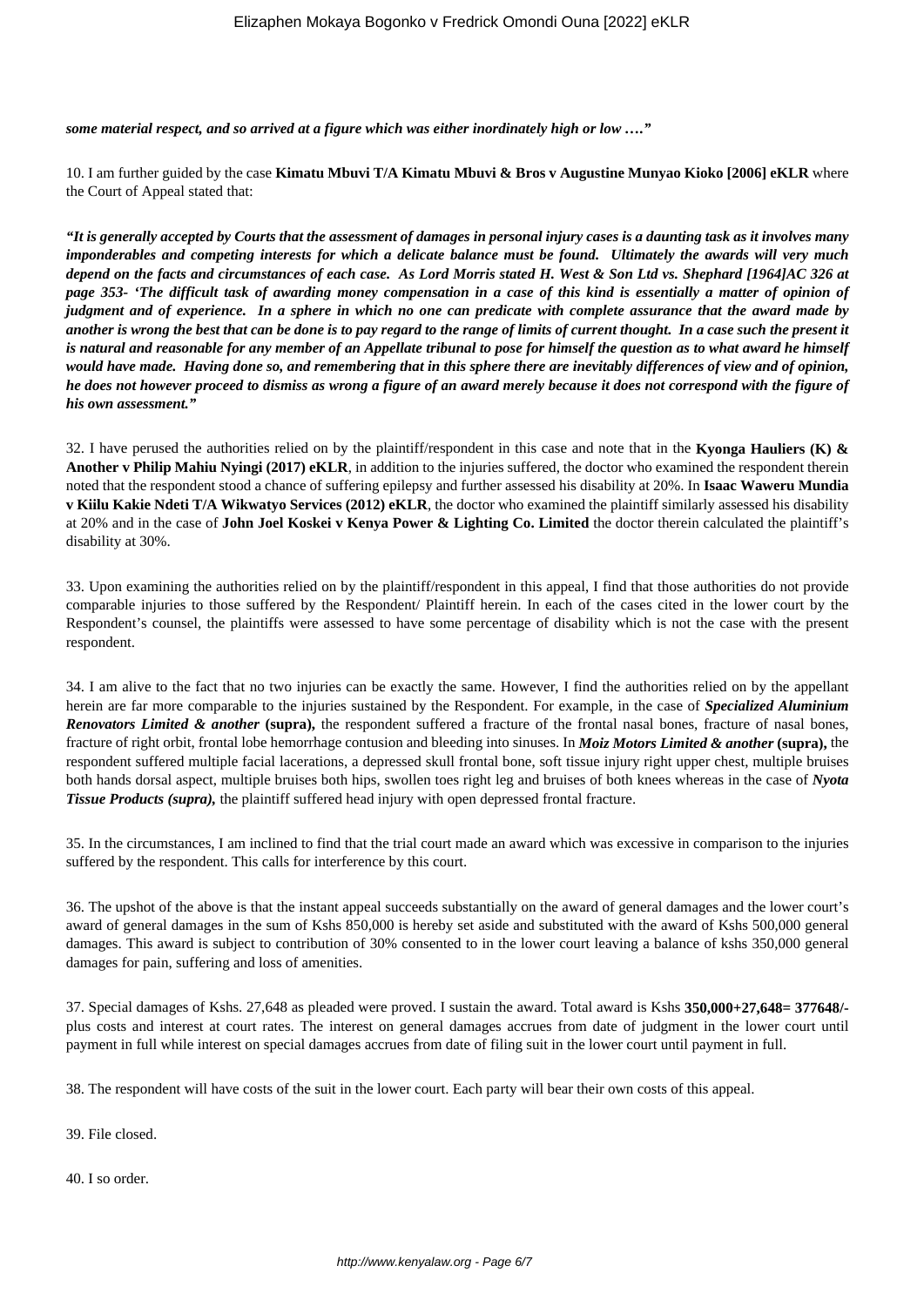***some material respect, and so arrived at a figure which was either inordinately high or low …."***

10. I am further guided by the case **Kimatu Mbuvi T/A Kimatu Mbuvi & Bros v Augustine Munyao Kioko [2006] eKLR** where the Court of Appeal stated that:

***"It is generally accepted by Courts that the assessment of damages in personal injury cases is a daunting task as it involves many imponderables and competing interests for which a delicate balance must be found. Ultimately the awards will very much depend on the facts and circumstances of each case. As Lord Morris stated H. West & Son Ltd vs. Shephard [1964]AC 326 at page 353- 'The difficult task of awarding money compensation in a case of this kind is essentially a matter of opinion of judgment and of experience. In a sphere in which no one can predicate with complete assurance that the award made by another is wrong the best that can be done is to pay regard to the range of limits of current thought. In a case such the present it is natural and reasonable for any member of an Appellate tribunal to pose for himself the question as to what award he himself would have made. Having done so, and remembering that in this sphere there are inevitably differences of view and of opinion, he does not however proceed to dismiss as wrong a figure of an award merely because it does not correspond with the figure of his own assessment."***

32. I have perused the authorities relied on by the plaintiff/respondent in this case and note that in the **Kyonga Hauliers (K) & Another v Philip Mahiu Nyingi (2017) eKLR**, in addition to the injuries suffered, the doctor who examined the respondent therein noted that the respondent stood a chance of suffering epilepsy and further assessed his disability at 20%. In **Isaac Waweru Mundia v Kiilu Kakie Ndeti T/A Wikwatyo Services (2012) eKLR**, the doctor who examined the plaintiff similarly assessed his disability at 20% and in the case of **John Joel Koskei v Kenya Power & Lighting Co. Limited** the doctor therein calculated the plaintiff's disability at 30%.

33. Upon examining the authorities relied on by the plaintiff/respondent in this appeal, I find that those authorities do not provide comparable injuries to those suffered by the Respondent/ Plaintiff herein. In each of the cases cited in the lower court by the Respondent's counsel, the plaintiffs were assessed to have some percentage of disability which is not the case with the present respondent.

34. I am alive to the fact that no two injuries can be exactly the same. However, I find the authorities relied on by the appellant herein are far more comparable to the injuries sustained by the Respondent. For example, in the case of ***Specialized Aluminium Renovators Limited & another* (supra),** the respondent suffered a fracture of the frontal nasal bones, fracture of nasal bones, fracture of right orbit, frontal lobe hemorrhage contusion and bleeding into sinuses. In ***Moiz Motors Limited & another* (supra),** the respondent suffered multiple facial lacerations, a depressed skull frontal bone, soft tissue injury right upper chest, multiple bruises both hands dorsal aspect, multiple bruises both hips, swollen toes right leg and bruises of both knees whereas in the case of ***Nyota Tissue Products (supra),*** the plaintiff suffered head injury with open depressed frontal fracture.

35. In the circumstances, I am inclined to find that the trial court made an award which was excessive in comparison to the injuries suffered by the respondent. This calls for interference by this court.

36. The upshot of the above is that the instant appeal succeeds substantially on the award of general damages and the lower court's award of general damages in the sum of Kshs 850,000 is hereby set aside and substituted with the award of Kshs 500,000 general damages. This award is subject to contribution of 30% consented to in the lower court leaving a balance of kshs 350,000 general damages for pain, suffering and loss of amenities.

37. Special damages of Kshs. 27,648 as pleaded were proved. I sustain the award. Total award is Kshs **350,000+27,648= 377648/-** plus costs and interest at court rates. The interest on general damages accrues from date of judgment in the lower court until payment in full while interest on special damages accrues from date of filing suit in the lower court until payment in full.

38. The respondent will have costs of the suit in the lower court. Each party will bear their own costs of this appeal.

39. File closed.

40. I so order.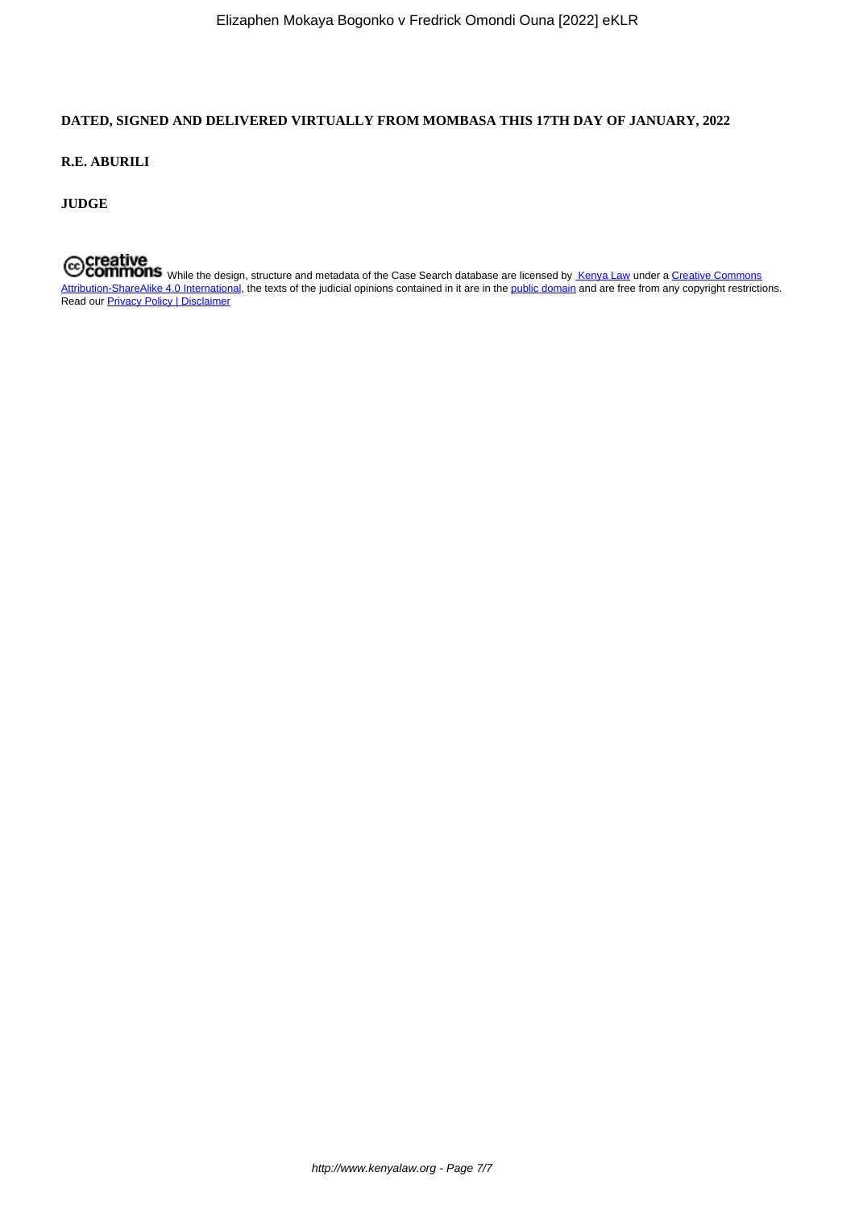**DATED, SIGNED AND DELIVERED VIRTUALLY FROM MOMBASA THIS 17TH DAY OF JANUARY, 2022**

**R.E. ABURILI**

**JUDGE**

While the design, structure and metadata of the Case Search database are licensed by Kenya Law under a Creative Commons Attribution-ShareAlike 4.0 International, the texts of the judicial opinions contained in it are in the public domain and are free from any copyright restrictions. Read our Privacy Policy | Disclaimer